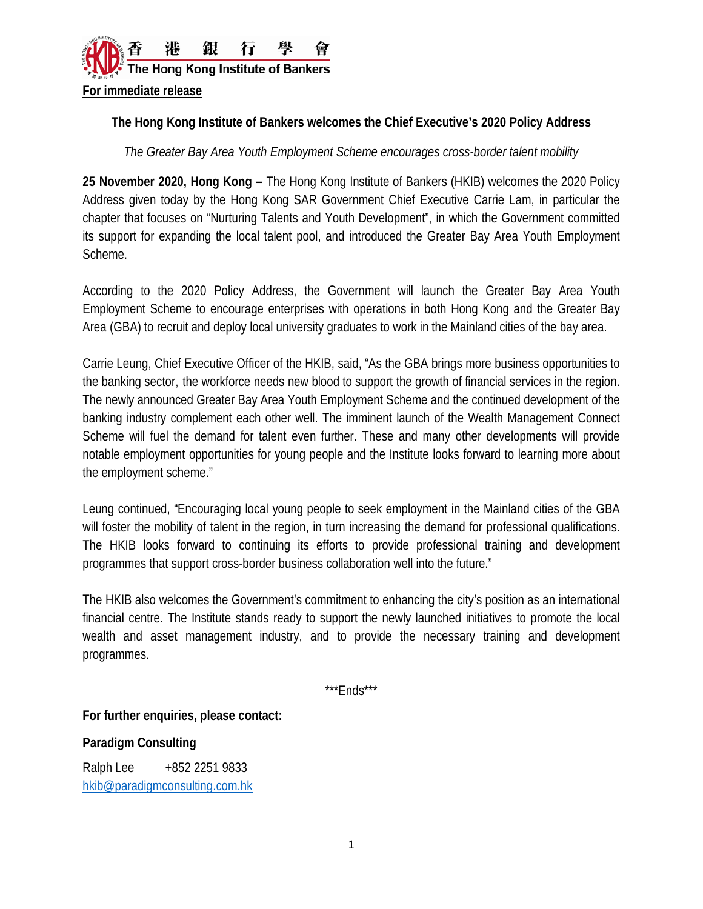香港銀行學會
The Hong Kong Institute of Bankers

**For immediate release**

**The Hong Kong Institute of Bankers welcomes the Chief Executive's 2020 Policy Address**

*The Greater Bay Area Youth Employment Scheme encourages cross-border talent mobility*

**25 November 2020, Hong Kong –** The Hong Kong Institute of Bankers (HKIB) welcomes the 2020 Policy Address given today by the Hong Kong SAR Government Chief Executive Carrie Lam, in particular the chapter that focuses on "Nurturing Talents and Youth Development", in which the Government committed its support for expanding the local talent pool, and introduced the Greater Bay Area Youth Employment Scheme.

According to the 2020 Policy Address, the Government will launch the Greater Bay Area Youth Employment Scheme to encourage enterprises with operations in both Hong Kong and the Greater Bay Area (GBA) to recruit and deploy local university graduates to work in the Mainland cities of the bay area.

Carrie Leung, Chief Executive Officer of the HKIB, said, "As the GBA brings more business opportunities to the banking sector, the workforce needs new blood to support the growth of financial services in the region. The newly announced Greater Bay Area Youth Employment Scheme and the continued development of the banking industry complement each other well. The imminent launch of the Wealth Management Connect Scheme will fuel the demand for talent even further. These and many other developments will provide notable employment opportunities for young people and the Institute looks forward to learning more about the employment scheme."

Leung continued, "Encouraging local young people to seek employment in the Mainland cities of the GBA will foster the mobility of talent in the region, in turn increasing the demand for professional qualifications. The HKIB looks forward to continuing its efforts to provide professional training and development programmes that support cross-border business collaboration well into the future."

The HKIB also welcomes the Government's commitment to enhancing the city's position as an international financial centre. The Institute stands ready to support the newly launched initiatives to promote the local wealth and asset management industry, and to provide the necessary training and development programmes.

***Ends***

**For further enquiries, please contact:**

**Paradigm Consulting**

Ralph Lee +852 2251 9833
hkib@paradigmconsulting.com.hk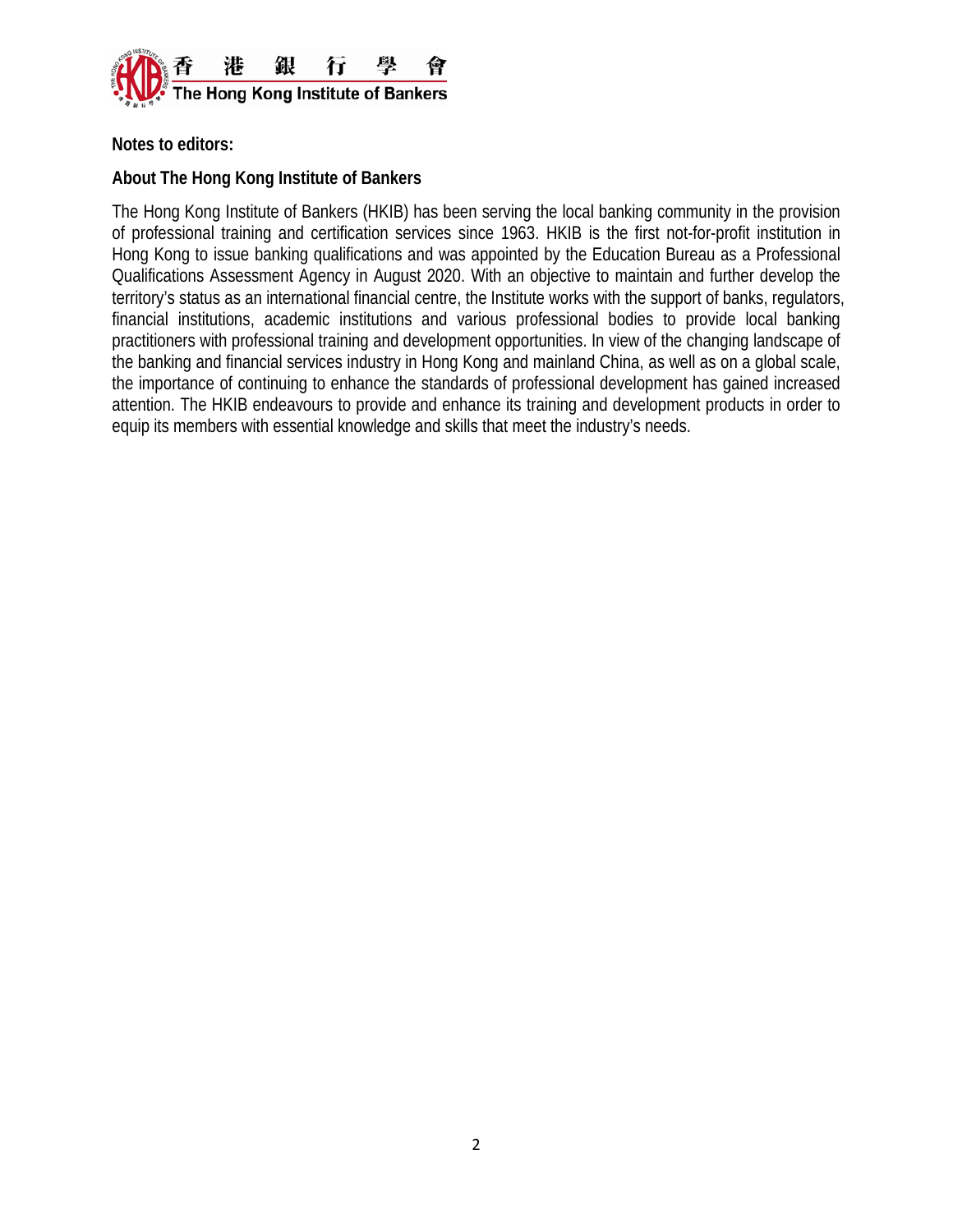**Notes to editors:**

**About The Hong Kong Institute of Bankers**

The Hong Kong Institute of Bankers (HKIB) has been serving the local banking community in the provision of professional training and certification services since 1963. HKIB is the first not-for-profit institution in Hong Kong to issue banking qualifications and was appointed by the Education Bureau as a Professional Qualifications Assessment Agency in August 2020. With an objective to maintain and further develop the territory's status as an international financial centre, the Institute works with the support of banks, regulators, financial institutions, academic institutions and various professional bodies to provide local banking practitioners with professional training and development opportunities. In view of the changing landscape of the banking and financial services industry in Hong Kong and mainland China, as well as on a global scale, the importance of continuing to enhance the standards of professional development has gained increased attention. The HKIB endeavours to provide and enhance its training and development products in order to equip its members with essential knowledge and skills that meet the industry's needs.